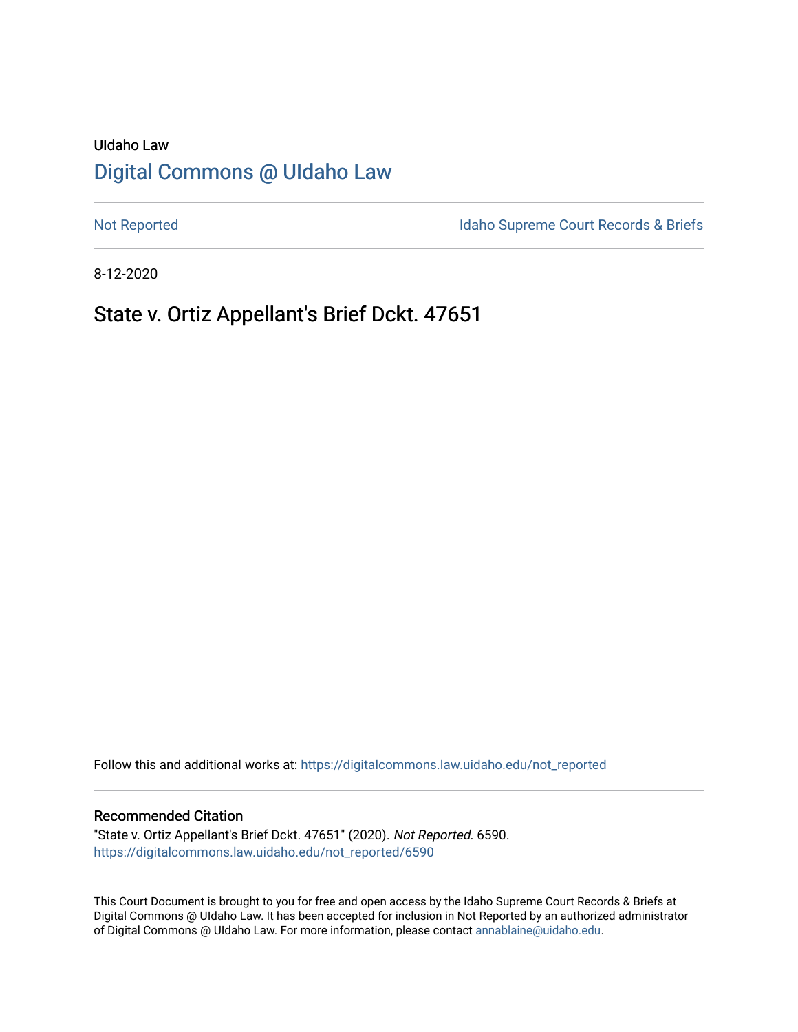UIdaho Law

# Digital Commons @ UIdaho Law

Not Reported

Idaho Supreme Court Records & Briefs

8-12-2020

## State v. Ortiz Appellant's Brief Dckt. 47651

Follow this and additional works at: https://digitalcommons.law.uidaho.edu/not_reported

### Recommended Citation

"State v. Ortiz Appellant's Brief Dckt. 47651" (2020). *Not Reported*. 6590.
https://digitalcommons.law.uidaho.edu/not_reported/6590

This Court Document is brought to you for free and open access by the Idaho Supreme Court Records & Briefs at Digital Commons @ UIdaho Law. It has been accepted for inclusion in Not Reported by an authorized administrator of Digital Commons @ UIdaho Law. For more information, please contact annablaine@uidaho.edu.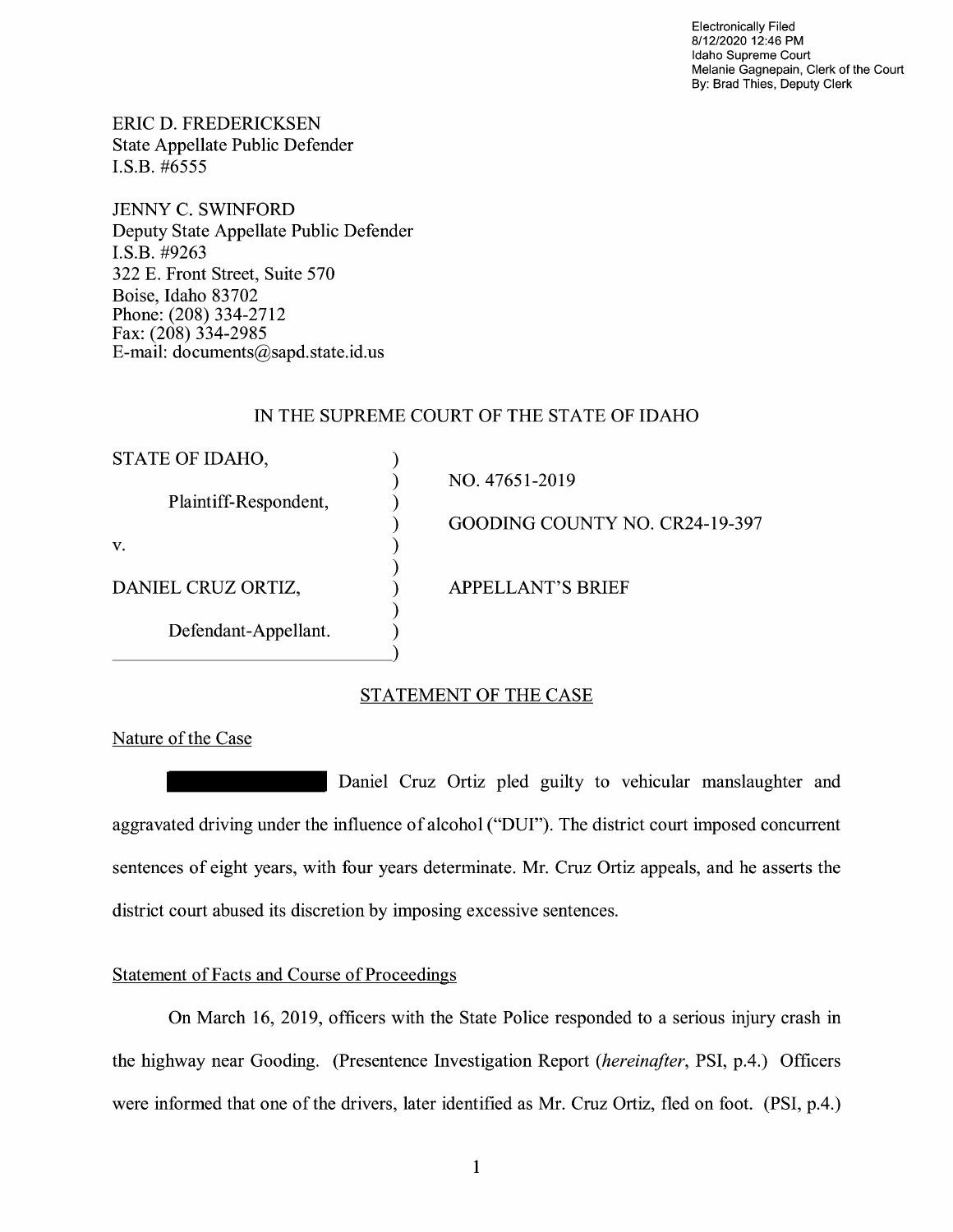Electronically Filed
8/12/2020 12:46 PM
Idaho Supreme Court
Melanie Gagnepain, Clerk of the Court
By: Brad Thies, Deputy Clerk

ERIC D. FREDERICKSEN
State Appellate Public Defender
I.S.B. #6555

JENNY C. SWINFORD
Deputy State Appellate Public Defender
I.S.B. #9263
322 E. Front Street, Suite 570
Boise, Idaho 83702
Phone: (208) 334-2712
Fax: (208) 334-2985
E-mail: documents@sapd.state.id.us

IN THE SUPREME COURT OF THE STATE OF IDAHO

| | |
|---|---|
| STATE OF IDAHO, | NO. 47651-2019 |
| Plaintiff-Respondent, | GOODING COUNTY NO. CR24-19-397 |
| v. | |
| DANIEL CRUZ ORTIZ, | APPELLANT'S BRIEF |
| Defendant-Appellant. | |

## STATEMENT OF THE CASE

### Nature of the Case

Daniel Cruz Ortiz pled guilty to vehicular manslaughter and aggravated driving under the influence of alcohol ("DUI"). The district court imposed concurrent sentences of eight years, with four years determinate. Mr. Cruz Ortiz appeals, and he asserts the district court abused its discretion by imposing excessive sentences.

### Statement of Facts and Course of Proceedings

On March 16, 2019, officers with the State Police responded to a serious injury crash in the highway near Gooding. (Presentence Investigation Report (*hereinafter*, PSI, p.4.) Officers were informed that one of the drivers, later identified as Mr. Cruz Ortiz, fled on foot. (PSI, p.4.)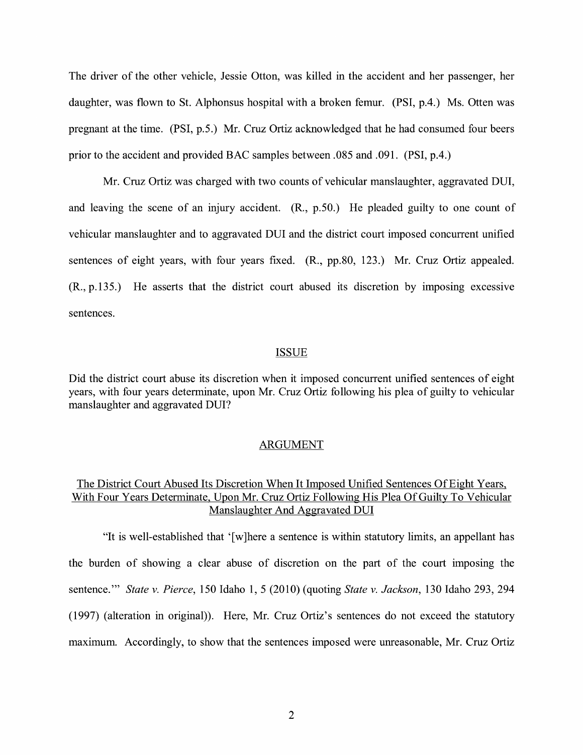The driver of the other vehicle, Jessie Otton, was killed in the accident and her passenger, her daughter, was flown to St. Alphonsus hospital with a broken femur. (PSI, p.4.) Ms. Otten was pregnant at the time. (PSI, p.5.) Mr. Cruz Ortiz acknowledged that he had consumed four beers prior to the accident and provided BAC samples between .085 and .091. (PSI, p.4.)

Mr. Cruz Ortiz was charged with two counts of vehicular manslaughter, aggravated DUI, and leaving the scene of an injury accident. (R., p.50.) He pleaded guilty to one count of vehicular manslaughter and to aggravated DUI and the district court imposed concurrent unified sentences of eight years, with four years fixed. (R., pp.80, 123.) Mr. Cruz Ortiz appealed. (R., p.135.) He asserts that the district court abused its discretion by imposing excessive sentences.

## ISSUE

Did the district court abuse its discretion when it imposed concurrent unified sentences of eight years, with four years determinate, upon Mr. Cruz Ortiz following his plea of guilty to vehicular manslaughter and aggravated DUI?

## ARGUMENT

### The District Court Abused Its Discretion When It Imposed Unified Sentences Of Eight Years, With Four Years Determinate, Upon Mr. Cruz Ortiz Following His Plea Of Guilty To Vehicular Manslaughter And Aggravated DUI

"It is well-established that '[w]here a sentence is within statutory limits, an appellant has the burden of showing a clear abuse of discretion on the part of the court imposing the sentence.'" *State v. Pierce*, 150 Idaho 1, 5 (2010) (quoting *State v. Jackson*, 130 Idaho 293, 294 (1997) (alteration in original)). Here, Mr. Cruz Ortiz's sentences do not exceed the statutory maximum. Accordingly, to show that the sentences imposed were unreasonable, Mr. Cruz Ortiz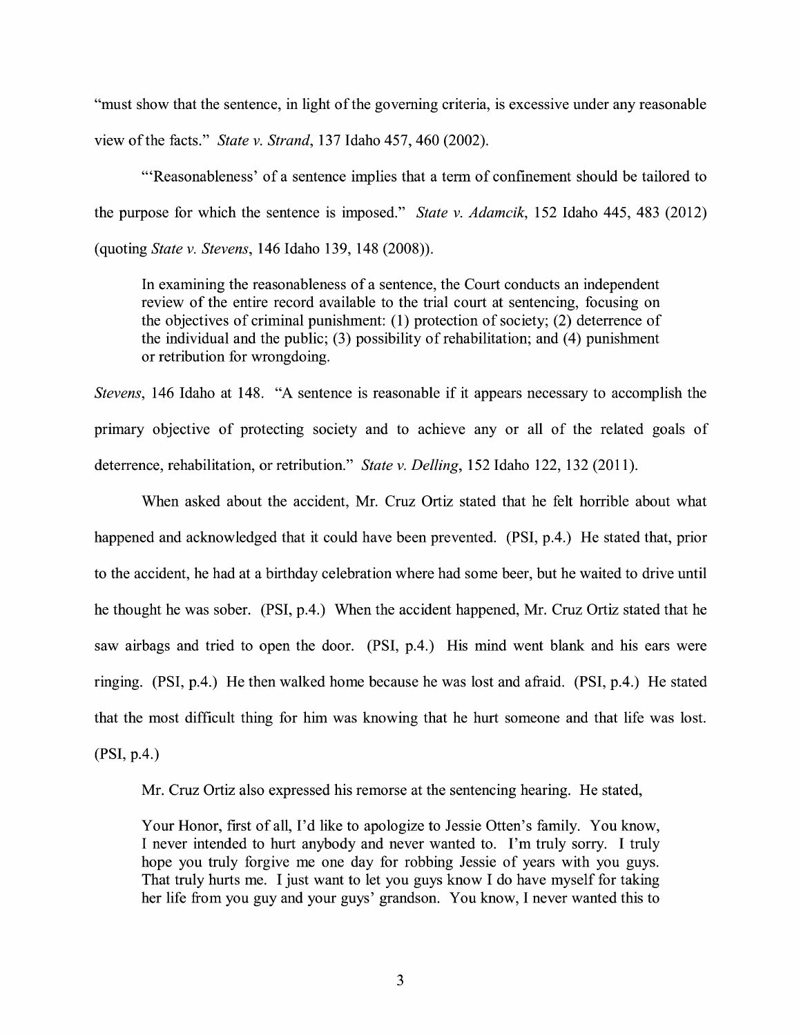"must show that the sentence, in light of the governing criteria, is excessive under any reasonable view of the facts." *State v. Strand*, 137 Idaho 457, 460 (2002).

"'Reasonableness' of a sentence implies that a term of confinement should be tailored to the purpose for which the sentence is imposed." *State v. Adamcik*, 152 Idaho 445, 483 (2012) (quoting *State v. Stevens*, 146 Idaho 139, 148 (2008)).

> In examining the reasonableness of a sentence, the Court conducts an independent review of the entire record available to the trial court at sentencing, focusing on the objectives of criminal punishment: (1) protection of society; (2) deterrence of the individual and the public; (3) possibility of rehabilitation; and (4) punishment or retribution for wrongdoing.

*Stevens*, 146 Idaho at 148. "A sentence is reasonable if it appears necessary to accomplish the primary objective of protecting society and to achieve any or all of the related goals of deterrence, rehabilitation, or retribution." *State v. Delling*, 152 Idaho 122, 132 (2011).

When asked about the accident, Mr. Cruz Ortiz stated that he felt horrible about what happened and acknowledged that it could have been prevented. (PSI, p.4.) He stated that, prior to the accident, he had at a birthday celebration where had some beer, but he waited to drive until he thought he was sober. (PSI, p.4.) When the accident happened, Mr. Cruz Ortiz stated that he saw airbags and tried to open the door. (PSI, p.4.) His mind went blank and his ears were ringing. (PSI, p.4.) He then walked home because he was lost and afraid. (PSI, p.4.) He stated that the most difficult thing for him was knowing that he hurt someone and that life was lost. (PSI, p.4.)

Mr. Cruz Ortiz also expressed his remorse at the sentencing hearing. He stated,

> Your Honor, first of all, I'd like to apologize to Jessie Otten's family. You know, I never intended to hurt anybody and never wanted to. I'm truly sorry. I truly hope you truly forgive me one day for robbing Jessie of years with you guys. That truly hurts me. I just want to let you guys know I do have myself for taking her life from you guy and your guys' grandson. You know, I never wanted this to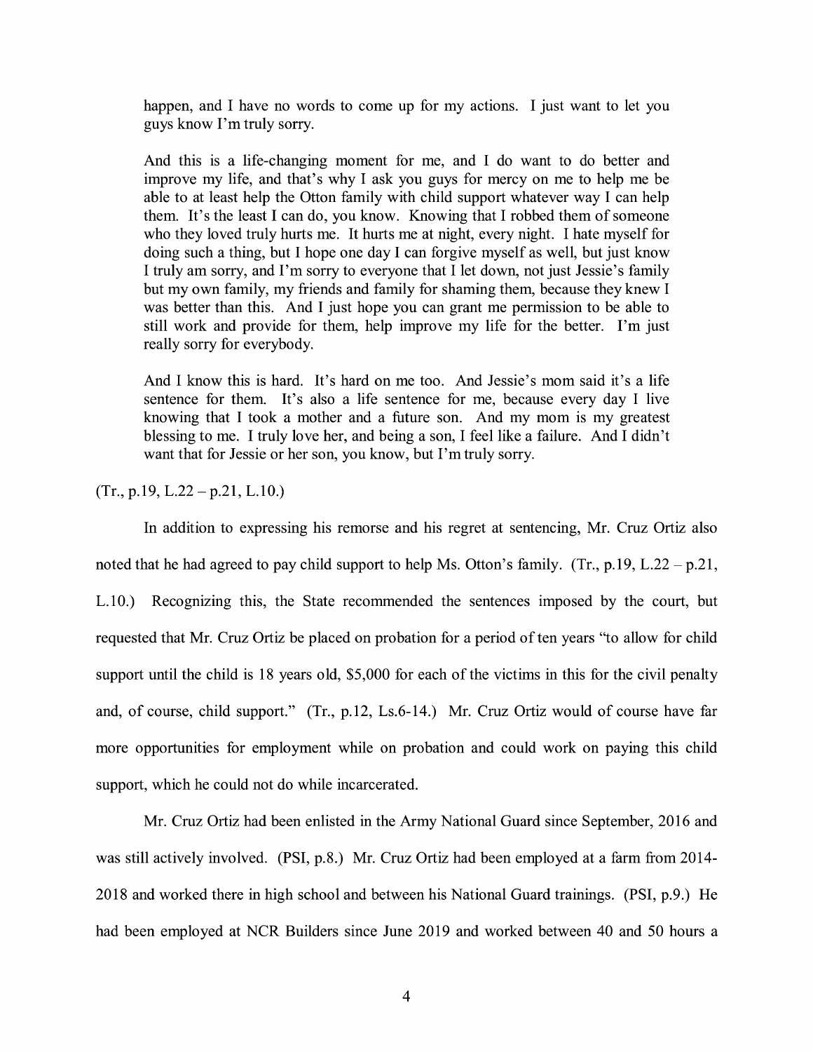> happen, and I have no words to come up for my actions. I just want to let you guys know I'm truly sorry.
>
> And this is a life-changing moment for me, and I do want to do better and improve my life, and that's why I ask you guys for mercy on me to help me be able to at least help the Otton family with child support whatever way I can help them. It's the least I can do, you know. Knowing that I robbed them of someone who they loved truly hurts me. It hurts me at night, every night. I hate myself for doing such a thing, but I hope one day I can forgive myself as well, but just know I truly am sorry, and I'm sorry to everyone that I let down, not just Jessie's family but my own family, my friends and family for shaming them, because they knew I was better than this. And I just hope you can grant me permission to be able to still work and provide for them, help improve my life for the better. I'm just really sorry for everybody.
>
> And I know this is hard. It's hard on me too. And Jessie's mom said it's a life sentence for them. It's also a life sentence for me, because every day I live knowing that I took a mother and a future son. And my mom is my greatest blessing to me. I truly love her, and being a son, I feel like a failure. And I didn't want that for Jessie or her son, you know, but I'm truly sorry.

(Tr., p.19, L.22 – p.21, L.10.)

In addition to expressing his remorse and his regret at sentencing, Mr. Cruz Ortiz also noted that he had agreed to pay child support to help Ms. Otton's family. (Tr., p.19, L.22 – p.21, L.10.) Recognizing this, the State recommended the sentences imposed by the court, but requested that Mr. Cruz Ortiz be placed on probation for a period of ten years "to allow for child support until the child is 18 years old, $5,000 for each of the victims in this for the civil penalty and, of course, child support." (Tr., p.12, Ls.6-14.) Mr. Cruz Ortiz would of course have far more opportunities for employment while on probation and could work on paying this child support, which he could not do while incarcerated.

Mr. Cruz Ortiz had been enlisted in the Army National Guard since September, 2016 and was still actively involved. (PSI, p.8.) Mr. Cruz Ortiz had been employed at a farm from 2014-2018 and worked there in high school and between his National Guard trainings. (PSI, p.9.) He had been employed at NCR Builders since June 2019 and worked between 40 and 50 hours a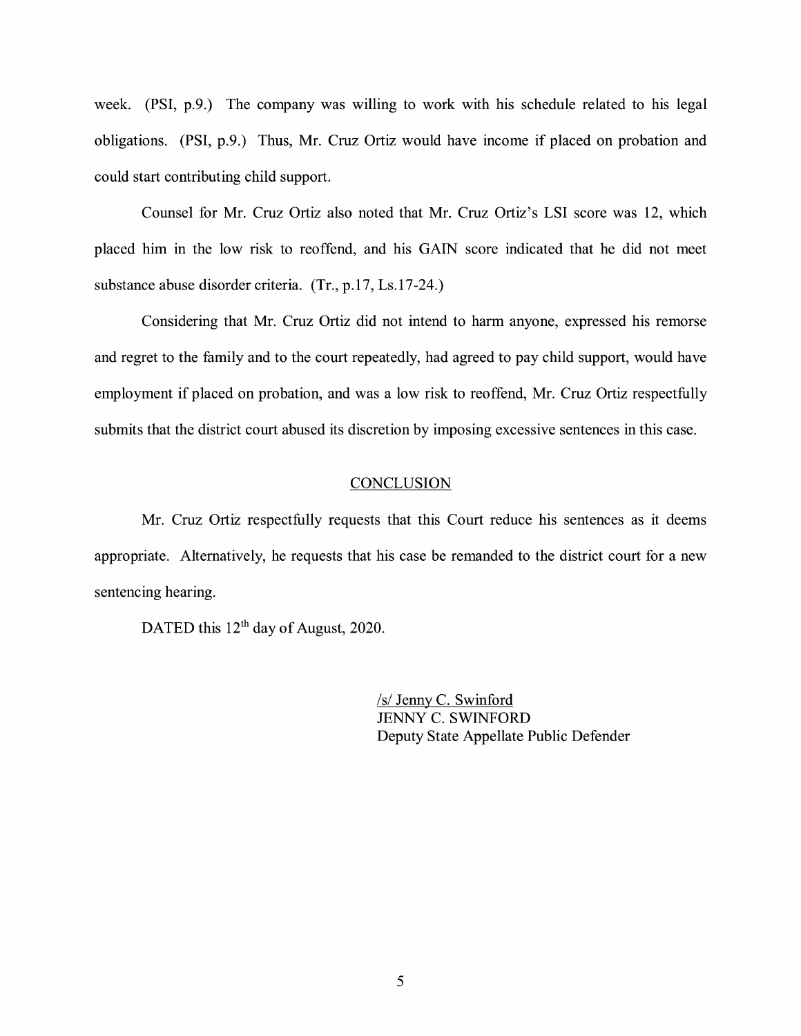week. (PSI, p.9.) The company was willing to work with his schedule related to his legal obligations. (PSI, p.9.) Thus, Mr. Cruz Ortiz would have income if placed on probation and could start contributing child support.

Counsel for Mr. Cruz Ortiz also noted that Mr. Cruz Ortiz's LSI score was 12, which placed him in the low risk to reoffend, and his GAIN score indicated that he did not meet substance abuse disorder criteria. (Tr., p.17, Ls.17-24.)

Considering that Mr. Cruz Ortiz did not intend to harm anyone, expressed his remorse and regret to the family and to the court repeatedly, had agreed to pay child support, would have employment if placed on probation, and was a low risk to reoffend, Mr. Cruz Ortiz respectfully submits that the district court abused its discretion by imposing excessive sentences in this case.

## CONCLUSION

Mr. Cruz Ortiz respectfully requests that this Court reduce his sentences as it deems appropriate. Alternatively, he requests that his case be remanded to the district court for a new sentencing hearing.

DATED this 12th day of August, 2020.

/s/ Jenny C. Swinford
JENNY C. SWINFORD
Deputy State Appellate Public Defender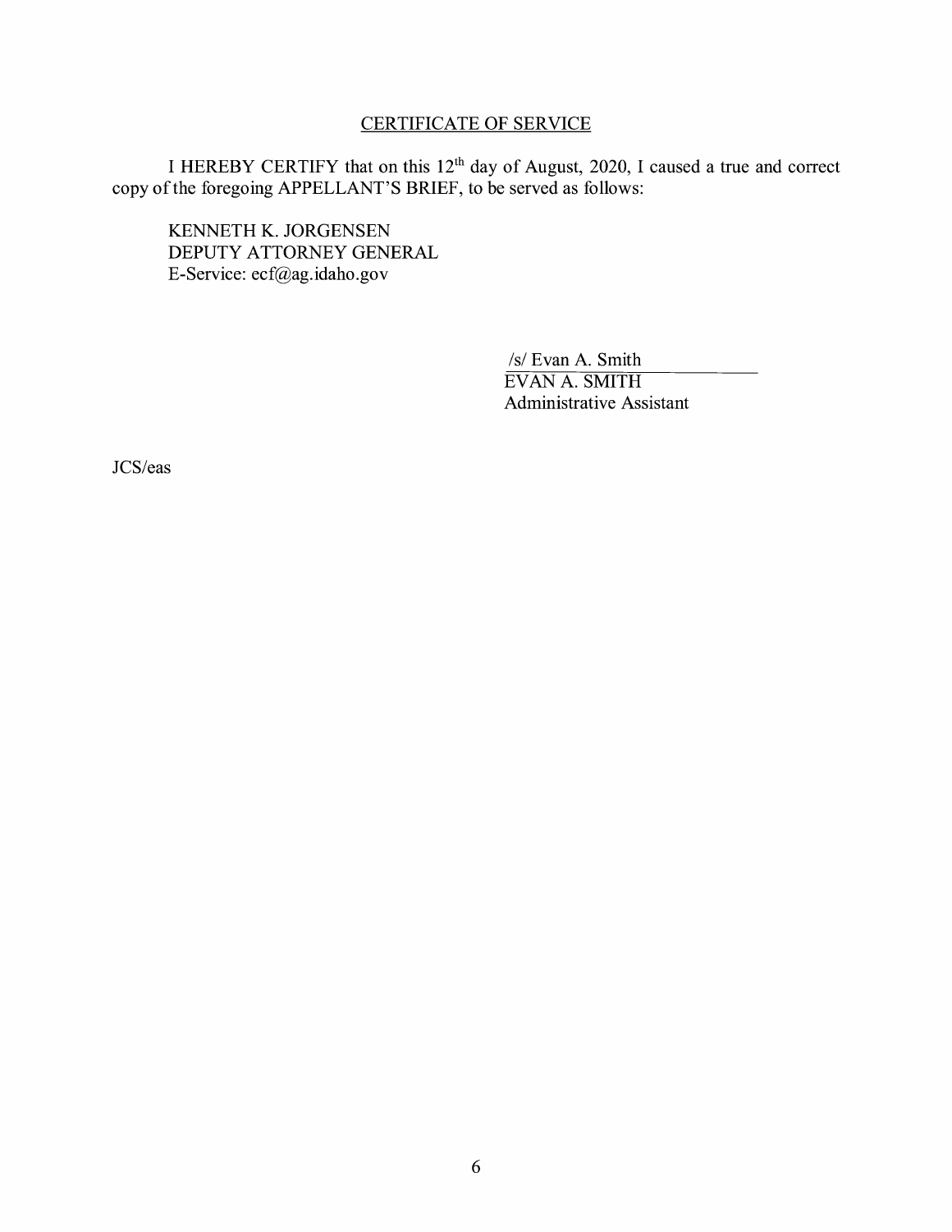## CERTIFICATE OF SERVICE

I HEREBY CERTIFY that on this 12th day of August, 2020, I caused a true and correct copy of the foregoing APPELLANT'S BRIEF, to be served as follows:

KENNETH K. JORGENSEN
DEPUTY ATTORNEY GENERAL
E-Service: ecf@ag.idaho.gov

/s/ Evan A. Smith
EVAN A. SMITH
Administrative Assistant

JCS/eas